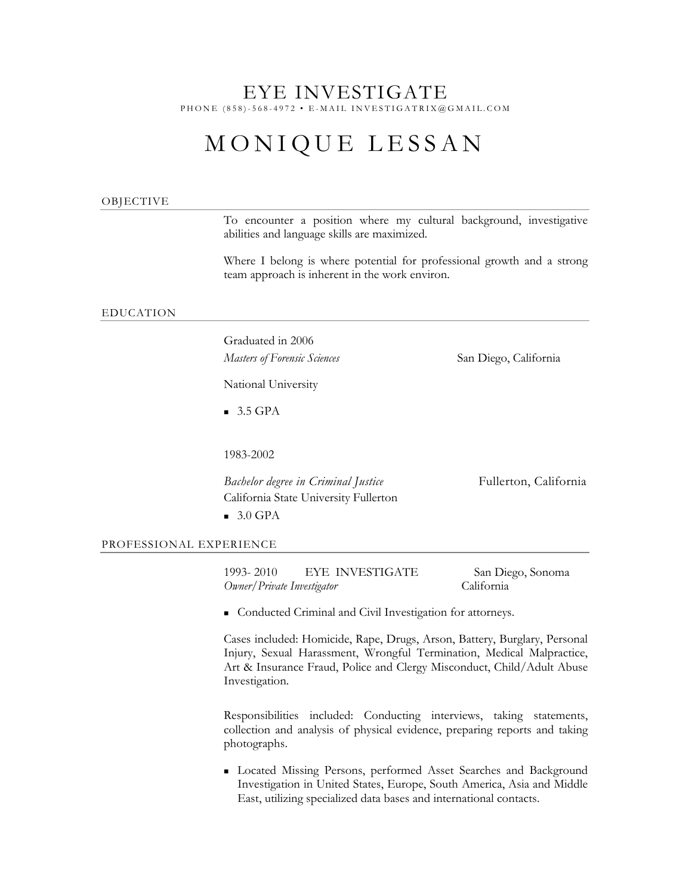# EYE INVESTIGATE

PHONE (858)-568-4972 • E-MAIL INVESTIGATRIX@GMAIL.COM

# MONIQUE LESSAN

## OBJECTIVE

To encounter a position where my cultural background, investigative abilities and language skills are maximized.

Where I belong is where potential for professional growth and a strong team approach is inherent in the work environ.

## EDUCATION

Graduated in 2006

*Masters of Forensic Sciences* San Diego, California

National University

- 3.5 GPA

1983-2002

*Bachelor degree in Criminal Justice* Fullerton, California

California State University Fullerton

- 3.0 GPA

## PROFESSIONAL EXPERIENCE

1993- 2010 EYE INVESTIGATE San Diego, Sonoma California

*Owner/Private Investigator*

- Conducted Criminal and Civil Investigation for attorneys.

Cases included: Homicide, Rape, Drugs, Arson, Battery, Burglary, Personal Injury, Sexual Harassment, Wrongful Termination, Medical Malpractice, Art & Insurance Fraud, Police and Clergy Misconduct, Child/Adult Abuse Investigation.

Responsibilities included: Conducting interviews, taking statements, collection and analysis of physical evidence, preparing reports and taking photographs.

- Located Missing Persons, performed Asset Searches and Background Investigation in United States, Europe, South America, Asia and Middle East, utilizing specialized data bases and international contacts.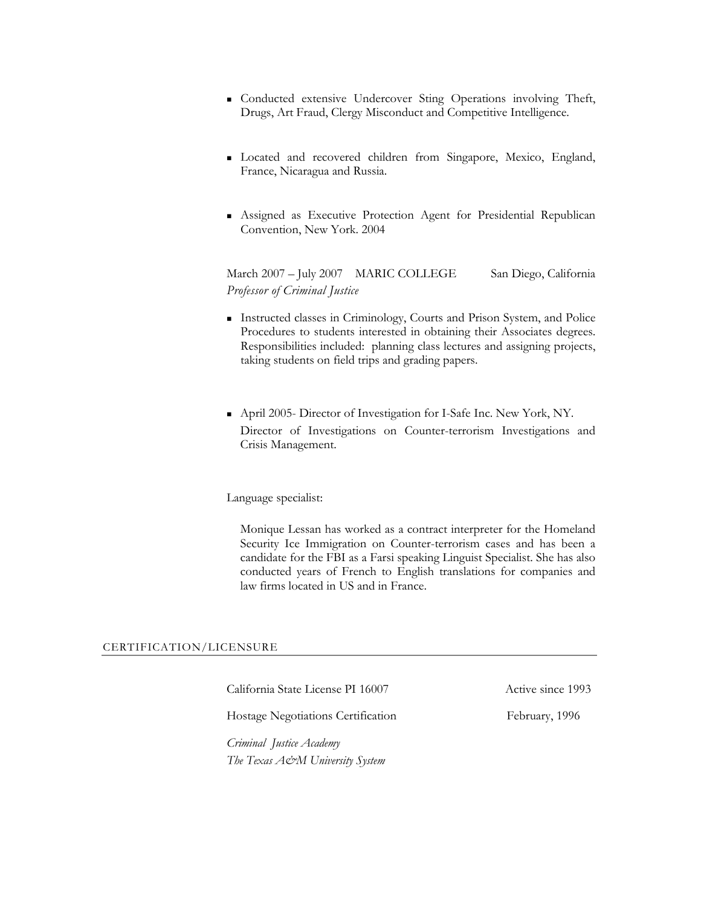- Conducted extensive Undercover Sting Operations involving Theft, Drugs, Art Fraud, Clergy Misconduct and Competitive Intelligence.

- Located and recovered children from Singapore, Mexico, England, France, Nicaragua and Russia.

- Assigned as Executive Protection Agent for Presidential Republican Convention, New York. 2004

March 2007 – July 2007 MARIC COLLEGE San Diego, California
*Professor of Criminal Justice*

- Instructed classes in Criminology, Courts and Prison System, and Police Procedures to students interested in obtaining their Associates degrees. Responsibilities included: planning class lectures and assigning projects, taking students on field trips and grading papers.

- April 2005- Director of Investigation for I-Safe Inc. New York, NY.
  Director of Investigations on Counter-terrorism Investigations and Crisis Management.

Language specialist:

Monique Lessan has worked as a contract interpreter for the Homeland Security Ice Immigration on Counter-terrorism cases and has been a candidate for the FBI as a Farsi speaking Linguist Specialist. She has also conducted years of French to English translations for companies and law firms located in US and in France.

## CERTIFICATION/LICENSURE

California State License PI 16007 Active since 1993

Hostage Negotiations Certification February, 1996

*Criminal Justice Academy*
*The Texas A&M University System*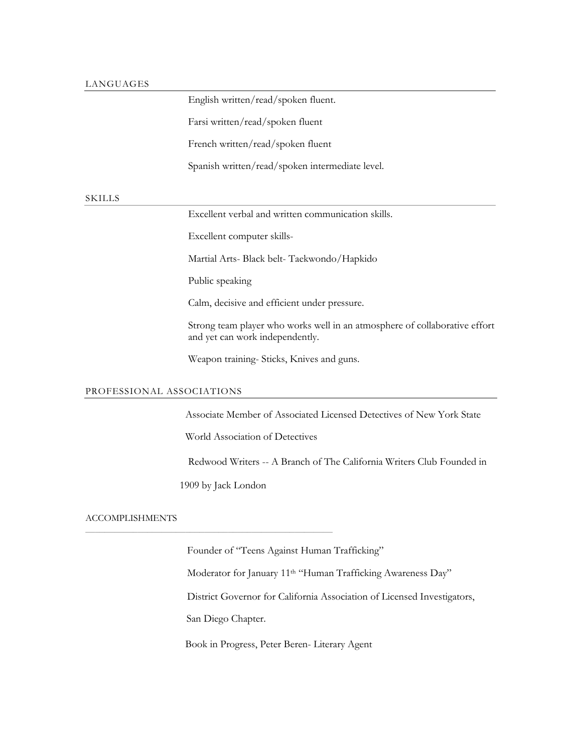## LANGUAGES

English written/read/spoken fluent.

Farsi written/read/spoken fluent

French written/read/spoken fluent

Spanish written/read/spoken intermediate level.

## SKILLS

Excellent verbal and written communication skills.

Excellent computer skills-

Martial Arts- Black belt- Taekwondo/Hapkido

Public speaking

Calm, decisive and efficient under pressure.

Strong team player who works well in an atmosphere of collaborative effort and yet can work independently.

Weapon training- Sticks, Knives and guns.

## PROFESSIONAL ASSOCIATIONS

Associate Member of Associated Licensed Detectives of New York State

World Association of Detectives

Redwood Writers -- A Branch of The California Writers Club Founded in 1909 by Jack London

## ACCOMPLISHMENTS

Founder of "Teens Against Human Trafficking"

Moderator for January 11th "Human Trafficking Awareness Day"

District Governor for California Association of Licensed Investigators, San Diego Chapter.

Book in Progress, Peter Beren- Literary Agent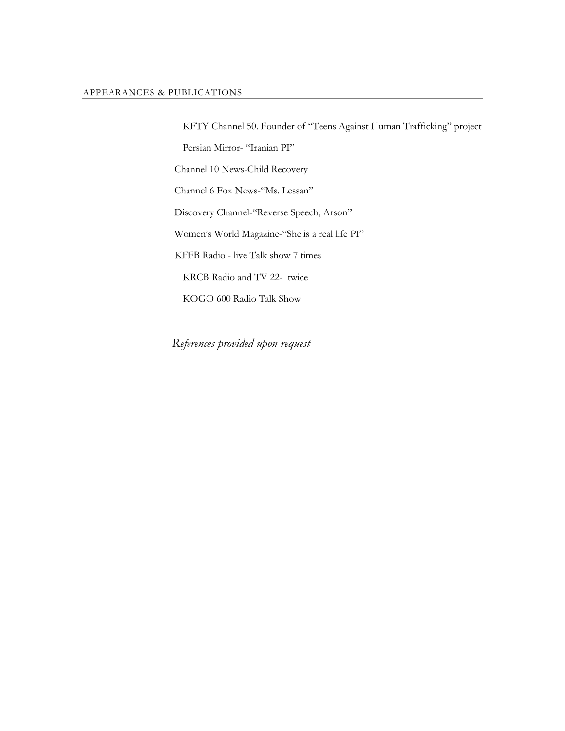## APPEARANCES & PUBLICATIONS

KFTY Channel 50. Founder of "Teens Against Human Trafficking" project

Persian Mirror- "Iranian PI"

Channel 10 News-Child Recovery

Channel 6 Fox News-"Ms. Lessan"

Discovery Channel-"Reverse Speech, Arson"

Women's World Magazine-"She is a real life PI"

KFFB Radio - live Talk show 7 times

KRCB Radio and TV 22- twice

KOGO 600 Radio Talk Show

*References provided upon request*